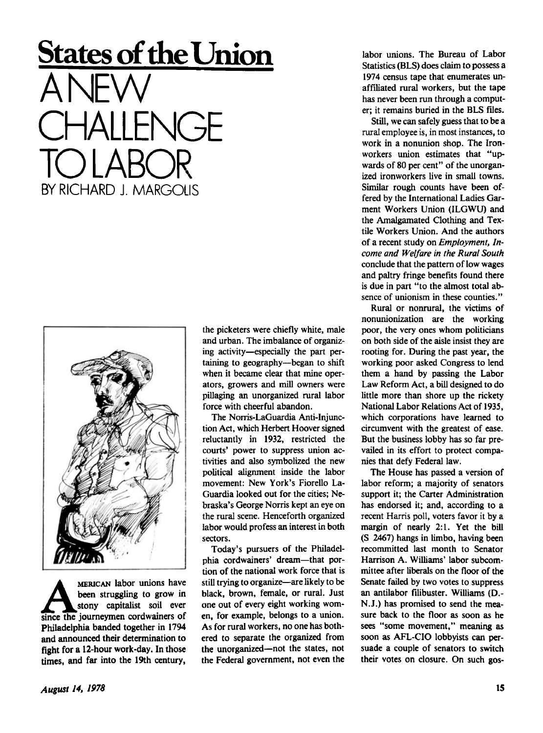# States of the Union

## A NEW CHALLENGE TO LABOR

BY RICHARD J. MARGOLIS

AMERICAN labor unions have been struggling to grow in stony capitalist soil ever since the journeymen cordwainers of Philadelphia banded together in 1794 and announced their determination to fight for a 12-hour work-day. In those times, and far into the 19th century, the picketers were chiefly white, male and urban. The imbalance of organizing activity—especially the part pertaining to geography—began to shift when it became clear that mine operators, growers and mill owners were pillaging an unorganized rural labor force with cheerful abandon.

The Norris-LaGuardia Anti-Injunction Act, which Herbert Hoover signed reluctantly in 1932, restricted the courts' power to suppress union activities and also symbolized the new political alignment inside the labor movement: New York's Fiorello La-Guardia looked out for the cities; Nebraska's George Norris kept an eye on the rural scene. Henceforth organized labor would profess an interest in both sectors.

Today's pursuers of the Philadelphia cordwainers' dream—that portion of the national work force that is still trying to organize—are likely to be black, brown, female, or rural. Just one out of every eight working women, for example, belongs to a union. As for rural workers, no one has bothered to separate the organized from the unorganized—not the states, not the Federal government, not even the labor unions. The Bureau of Labor Statistics (BLS) does claim to possess a 1974 census tape that enumerates unaffiliated rural workers, but the tape has never been run through a computer; it remains buried in the BLS files.

Still, we can safely guess that to be a rural employee is, in most instances, to work in a nonunion shop. The Ironworkers union estimates that "upwards of 80 per cent" of the unorganized ironworkers live in small towns. Similar rough counts have been offered by the International Ladies Garment Workers Union (ILGWU) and the Amalgamated Clothing and Textile Workers Union. And the authors of a recent study on *Employment, Income and Welfare in the Rural South* conclude that the pattern of low wages and paltry fringe benefits found there is due in part "to the almost total absence of unionism in these counties."

Rural or nonrural, the victims of nonunionization are the working poor, the very ones whom politicians on both side of the aisle insist they are rooting for. During the past year, the working poor asked Congress to lend them a hand by passing the Labor Law Reform Act, a bill designed to do little more than shore up the rickety National Labor Relations Act of 1935, which corporations have learned to circumvent with the greatest of ease. But the business lobby has so far prevailed in its effort to protect companies that defy Federal law.

The House has passed a version of labor reform; a majority of senators support it; the Carter Administration has endorsed it; and, according to a recent Harris poll, voters favor it by a margin of nearly 2:1. Yet the bill (S 2467) hangs in limbo, having been recommitted last month to Senator Harrison A. Williams' labor subcommittee after liberals on the floor of the Senate failed by two votes to suppress an antilabor filibuster. Williams (D.-N.J.) has promised to send the measure back to the floor as soon as he sees "some movement," meaning as soon as AFL-CIO lobbyists can persuade a couple of senators to switch their votes on closure. On such gos-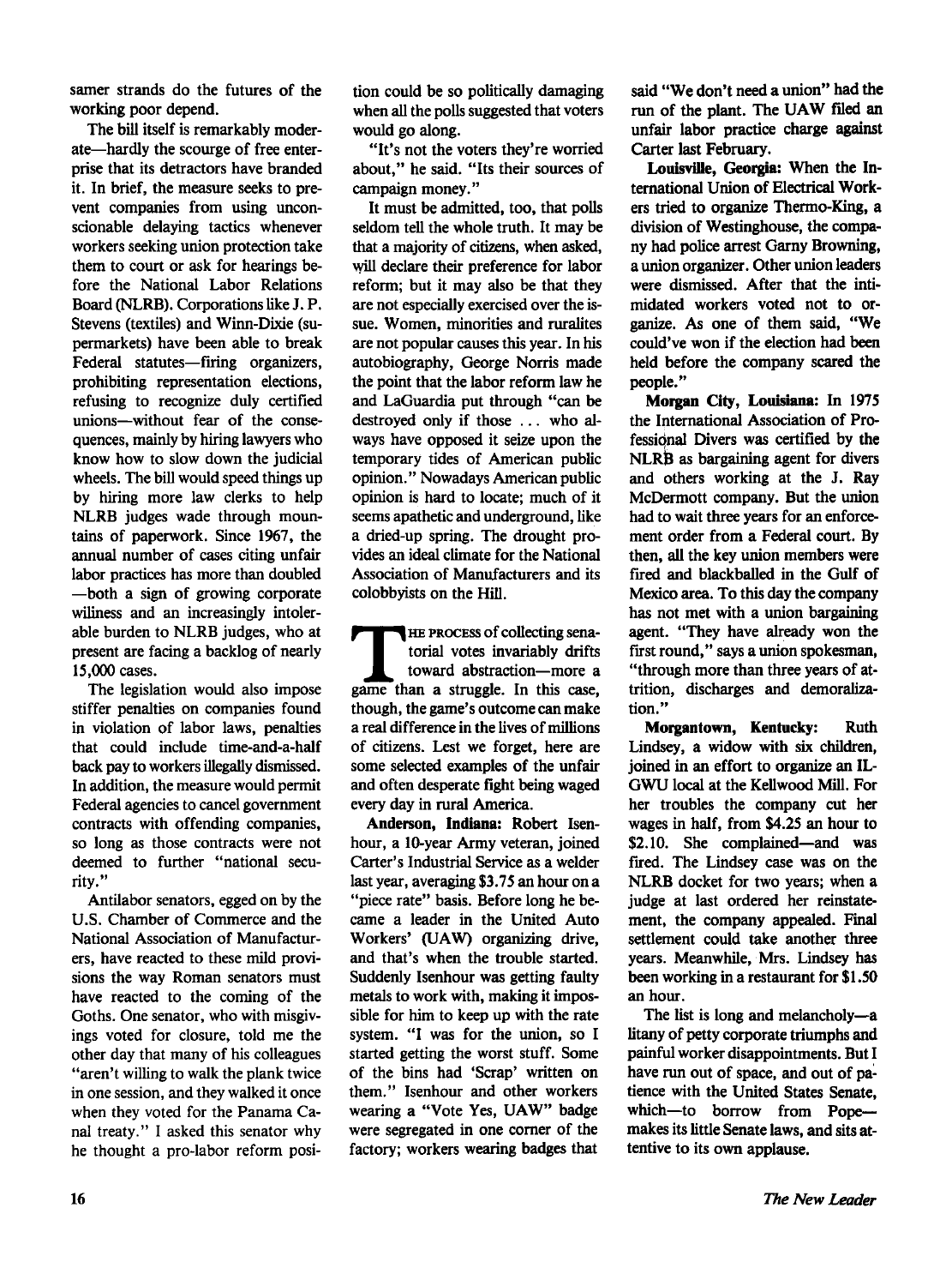samer strands do the futures of the working poor depend.

The bill itself is remarkably moderate—hardly the scourge of free enterprise that its detractors have branded it. In brief, the measure seeks to prevent companies from using unconscionable delaying tactics whenever workers seeking union protection take them to court or ask for hearings before the National Labor Relations Board (NLRB). Corporations like J. P. Stevens (textiles) and Winn-Dixie (supermarkets) have been able to break Federal statutes—firing organizers, prohibiting representation elections, refusing to recognize duly certified unions—without fear of the consequences, mainly by hiring lawyers who know how to slow down the judicial wheels. The bill would speed things up by hiring more law clerks to help NLRB judges wade through mountains of paperwork. Since 1967, the annual number of cases citing unfair labor practices has more than doubled—both a sign of growing corporate wiliness and an increasingly intolerable burden to NLRB judges, who at present are facing a backlog of nearly 15,000 cases.

The legislation would also impose stiffer penalties on companies found in violation of labor laws, penalties that could include time-and-a-half back pay to workers illegally dismissed. In addition, the measure would permit Federal agencies to cancel government contracts with offending companies, so long as those contracts were not deemed to further "national security."

Antilabor senators, egged on by the U.S. Chamber of Commerce and the National Association of Manufacturers, have reacted to these mild provisions the way Roman senators must have reacted to the coming of the Goths. One senator, who with misgivings voted for closure, told me the other day that many of his colleagues "aren't willing to walk the plank twice in one session, and they walked it once when they voted for the Panama Canal treaty." I asked this senator why he thought a pro-labor reform position could be so politically damaging when all the polls suggested that voters would go along.

"It's not the voters they're worried about," he said. "Its their sources of campaign money."

It must be admitted, too, that polls seldom tell the whole truth. It may be that a majority of citizens, when asked, will declare their preference for labor reform; but it may also be that they are not especially exercised over the issue. Women, minorities and ruralites are not popular causes this year. In his autobiography, George Norris made the point that the labor reform law he and LaGuardia put through "can be destroyed only if those ... who always have opposed it seize upon the temporary tides of American public opinion." Nowadays American public opinion is hard to locate; much of it seems apathetic and underground, like a dried-up spring. The drought provides an ideal climate for the National Association of Manufacturers and its colobbyists on the Hill.

THE PROCESS of collecting senatorial votes invariably drifts toward abstraction—more a game than a struggle. In this case, though, the game's outcome can make a real difference in the lives of millions of citizens. Lest we forget, here are some selected examples of the unfair and often desperate fight being waged every day in rural America.

**Anderson, Indiana:** Robert Isenhour, a 10-year Army veteran, joined Carter's Industrial Service as a welder last year, averaging $3.75 an hour on a "piece rate" basis. Before long he became a leader in the United Auto Workers' (UAW) organizing drive, and that's when the trouble started. Suddenly Isenhour was getting faulty metals to work with, making it impossible for him to keep up with the rate system. "I was for the union, so I started getting the worst stuff. Some of the bins had 'Scrap' written on them." Isenhour and other workers wearing a "Vote Yes, UAW" badge were segregated in one corner of the factory; workers wearing badges that said "We don't need a union" had the run of the plant. The UAW filed an unfair labor practice charge against Carter last February.

**Louisville, Georgia:** When the International Union of Electrical Workers tried to organize Thermo-King, a division of Westinghouse, the company had police arrest Garny Browning, a union organizer. Other union leaders were dismissed. After that the intimidated workers voted not to organize. As one of them said, "We could've won if the election had been held before the company scared the people."

**Morgan City, Louisiana:** In 1975 the International Association of Professional Divers was certified by the NLRB as bargaining agent for divers and others working at the J. Ray McDermott company. But the union had to wait three years for an enforcement order from a Federal court. By then, all the key union members were fired and blackballed in the Gulf of Mexico area. To this day the company has not met with a union bargaining agent. "They have already won the first round," says a union spokesman, "through more than three years of attrition, discharges and demoralization."

**Morgantown, Kentucky:** Ruth Lindsey, a widow with six children, joined in an effort to organize an ILGWU local at the Kellwood Mill. For her troubles the company cut her wages in half, from $4.25 an hour to $2.10. She complained—and was fired. The Lindsey case was on the NLRB docket for two years; when a judge at last ordered her reinstatement, the company appealed. Final settlement could take another three years. Meanwhile, Mrs. Lindsey has been working in a restaurant for $1.50 an hour.

The list is long and melancholy—a litany of petty corporate triumphs and painful worker disappointments. But I have run out of space, and out of patience with the United States Senate, which—to borrow from Pope—makes its little Senate laws, and sits attentive to its own applause.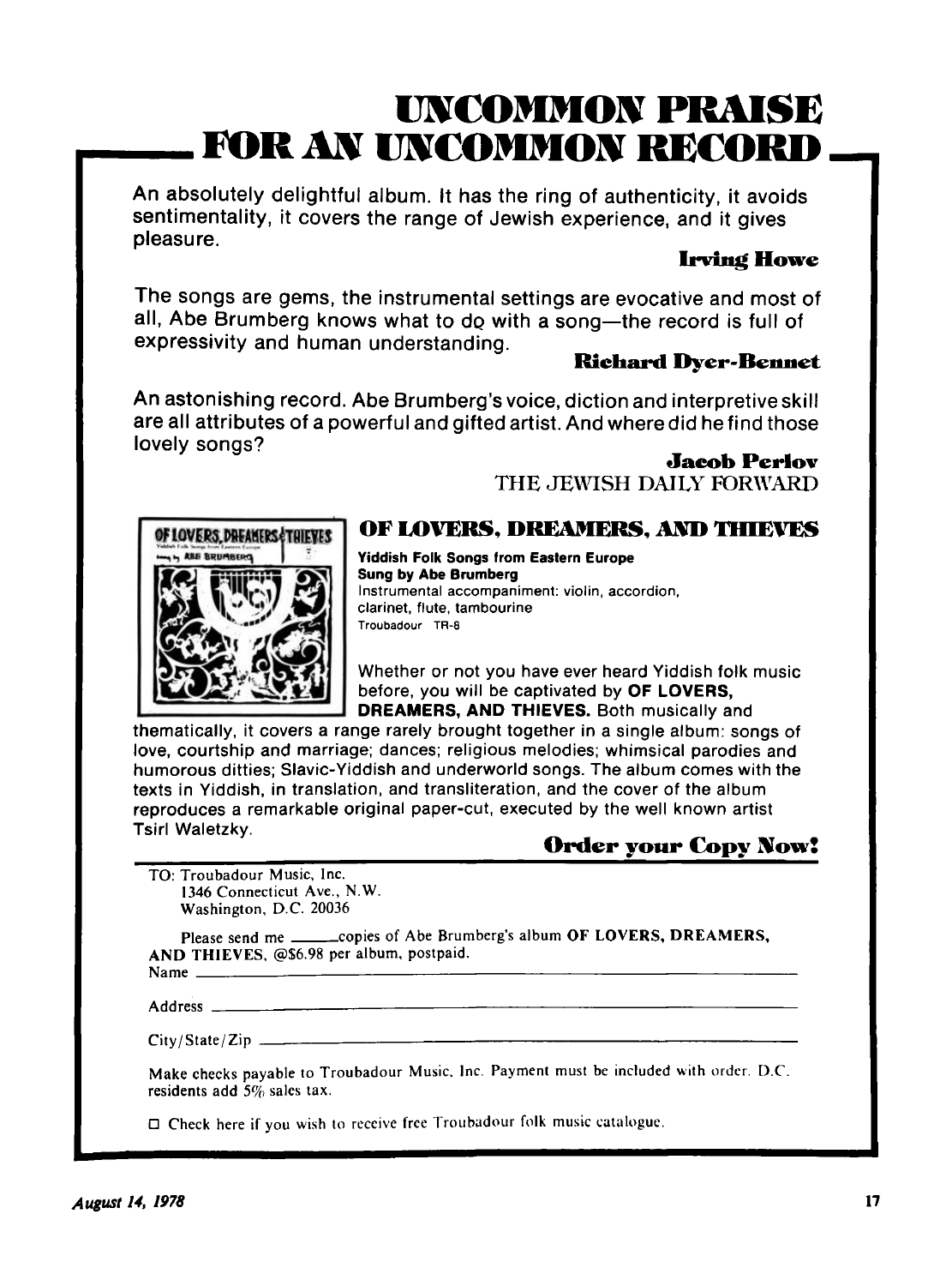# UNCOMMON PRAISE FOR AN UNCOMMON RECORD

An absolutely delightful album. It has the ring of authenticity, it avoids sentimentality, it covers the range of Jewish experience, and it gives pleasure.

**Irving Howe**

The songs are gems, the instrumental settings are evocative and most of all, Abe Brumberg knows what to do with a song—the record is full of expressivity and human understanding.

**Richard Dyer-Bennet**

An astonishing record. Abe Brumberg's voice, diction and interpretive skill are all attributes of a powerful and gifted artist. And where did he find those lovely songs?

**Jacob Perlov**
THE JEWISH DAILY FORWARD

## OF LOVERS, DREAMERS, AND THIEVES

**Yiddish Folk Songs from Eastern Europe**
**Sung by Abe Brumberg**
Instrumental accompaniment: violin, accordion, clarinet, flute, tambourine
Troubadour TR-8

Whether or not you have ever heard Yiddish folk music before, you will be captivated by **OF LOVERS, DREAMERS, AND THIEVES.** Both musically and thematically, it covers a range rarely brought together in a single album: songs of love, courtship and marriage; dances; religious melodies; whimsical parodies and humorous ditties; Slavic-Yiddish and underworld songs. The album comes with the texts in Yiddish, in translation, and transliteration, and the cover of the album reproduces a remarkable original paper-cut, executed by the well known artist Tsirl Waletzky.

**Order your Copy Now!**

TO: Troubadour Music, Inc.
1346 Connecticut Ave., N.W.
Washington, D.C. 20036

Please send me \_\_\_\_\_copies of Abe Brumberg's album OF LOVERS, DREAMERS, AND THIEVES, @$6.98 per album, postpaid.

Name \_\_\_\_\_\_\_\_\_\_\_\_\_\_\_\_\_\_\_\_\_\_\_\_\_\_\_\_\_\_

Address \_\_\_\_\_\_\_\_\_\_\_\_\_\_\_\_\_\_\_\_\_\_\_\_\_\_\_\_\_\_

City/State/Zip \_\_\_\_\_\_\_\_\_\_\_\_\_\_\_\_\_\_\_\_\_\_\_\_\_\_\_\_\_\_

Make checks payable to Troubadour Music, Inc. Payment must be included with order. D.C. residents add 5% sales tax.

☐ Check here if you wish to receive free Troubadour folk music catalogue.